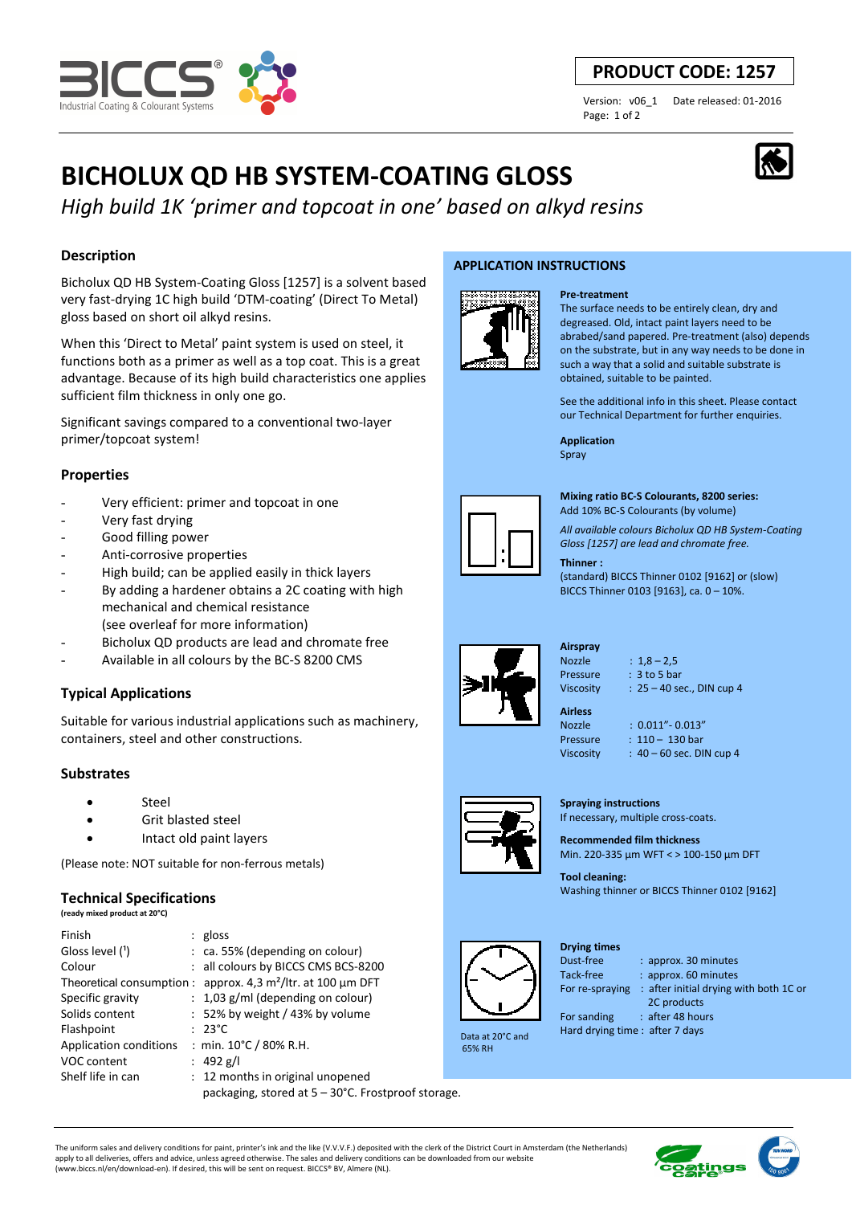**PRODUCT CODE: 1257**

Version: v06_1 Date released: 01-2016

# BICHOLUX QD HB SYSTEM-COATING GLOSS

*High build 1K 'primer and topcoat in one' based on alkyd resins*

## Description

Bicholux QD HB System-Coating Gloss [1257] is a solvent based very fast-drying 1C high build 'DTM-coating' (Direct To Metal) gloss based on short oil alkyd resins.

When this 'Direct to Metal' paint system is used on steel, it functions both as a primer as well as a top coat. This is a great advantage. Because of its high build characteristics one applies sufficient film thickness in only one go.

Significant savings compared to a conventional two-layer primer/topcoat system!

## Properties

- Very efficient: primer and topcoat in one
- Very fast drying
- Good filling power
- Anti-corrosive properties
- High build; can be applied easily in thick layers
- By adding a hardener obtains a 2C coating with high mechanical and chemical resistance (see overleaf for more information)
- Bicholux QD products are lead and chromate free
- Available in all colours by the BC-S 8200 CMS

## Typical Applications

Suitable for various industrial applications such as machinery, containers, steel and other constructions.

## Substrates

- Steel
- Grit blasted steel
- Intact old paint layers

(Please note: NOT suitable for non-ferrous metals)

## Technical Specifications

**(ready mixed product at 20°C)**

| | |
|---|---|
| Finish | gloss |
| Gloss level (¹) | ca. 55% (depending on colour) |
| Colour | all colours by BICCS CMS BCS-8200 |
| Theoretical consumption | approx. 4,3 m²/ltr. at 100 µm DFT |
| Specific gravity | 1,03 g/ml (depending on colour) |
| Solids content | 52% by weight / 43% by volume |
| Flashpoint | 23°C |
| Application conditions | min. 10°C / 80% R.H. |
| VOC content | 492 g/l |
| Shelf life in can | 12 months in original unopened packaging, stored at 5 – 30°C. Frostproof storage. |

## APPLICATION INSTRUCTIONS

**Pre-treatment**

The surface needs to be entirely clean, dry and degreased. Old, intact paint layers need to be abraded/sand papered. Pre-treatment (also) depends on the substrate, but in any way needs to be done in such a way that a solid and suitable substrate is obtained, suitable to be painted.

See the additional info in this sheet. Please contact our Technical Department for further enquiries.

**Application**

Spray

**Mixing ratio BC-S Colourants, 8200 series:**

Add 10% BC-S Colourants (by volume)

*All available colours Bicholux QD HB System-Coating Gloss [1257] are lead and chromate free.*

**Thinner :**

(standard) BICCS Thinner 0102 [9162] or (slow) BICCS Thinner 0103 [9163], ca. 0 – 10%.

**Airspray**

| | |
|---|---|
| Nozzle | 1,8 – 2,5 |
| Pressure | 3 to 5 bar |
| Viscosity | 25 – 40 sec., DIN cup 4 |

**Airless**

| | |
|---|---|
| Nozzle | 0.011"- 0.013" |
| Pressure | 110 – 130 bar |
| Viscosity | 40 – 60 sec. DIN cup 4 |

**Spraying instructions**

If necessary, multiple cross-coats.

**Recommended film thickness**

Min. 220-335 µm WFT < > 100-150 µm DFT

**Tool cleaning:**

Washing thinner or BICCS Thinner 0102 [9162]

**Drying times**

| | |
|---|---|
| Dust-free | approx. 30 minutes |
| Tack-free | approx. 60 minutes |
| For re-spraying | after initial drying with both 1C or 2C products |
| For sanding | after 48 hours |
| Hard drying time | after 7 days |

Data at 20°C and 65% RH

The uniform sales and delivery conditions for paint, printer's ink and the like (V.V.V.F.) deposited with the clerk of the District Court in Amsterdam (the Netherlands) apply to all deliveries, offers and advice, unless agreed otherwise. The sales and delivery conditions can be downloaded from our website (www.biccs.nl/en/download-en). If desired, this will be sent on request. BICCS® BV, Almere (NL).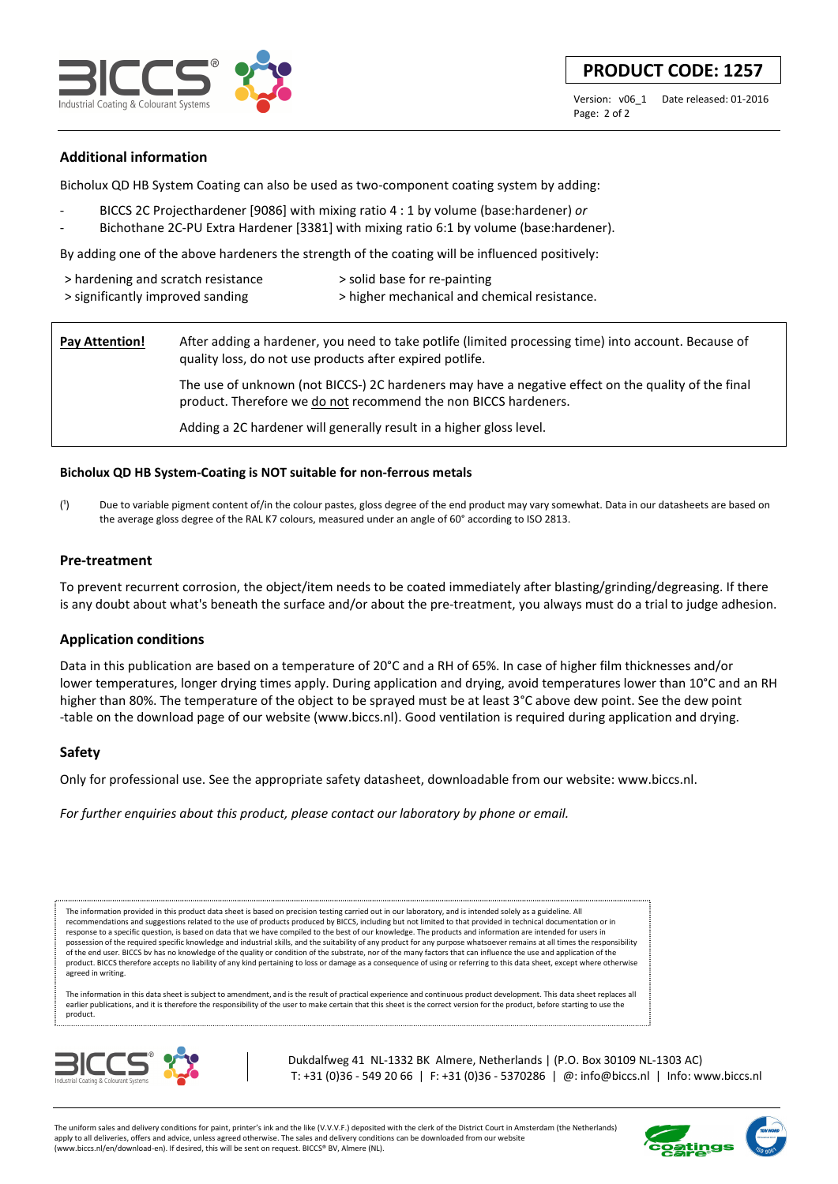PRODUCT CODE: 1257

Version: v06_1 Date released: 01-2016

## Additional information

Bicholux QD HB System Coating can also be used as two-component coating system by adding:

- BICCS 2C Projecthardener [9086] with mixing ratio 4 : 1 by volume (base:hardener) *or*
- Bichothane 2C-PU Extra Hardener [3381] with mixing ratio 6:1 by volume (base:hardener).

By adding one of the above hardeners the strength of the coating will be influenced positively:

> hardening and scratch resistance
> significantly improved sanding
> solid base for re-painting
> higher mechanical and chemical resistance.

**Pay Attention!**

After adding a hardener, you need to take potlife (limited processing time) into account. Because of quality loss, do not use products after expired potlife.

The use of unknown (not BICCS-) 2C hardeners may have a negative effect on the quality of the final product. Therefore we do not recommend the non BICCS hardeners.

Adding a 2C hardener will generally result in a higher gloss level.

**Bicholux QD HB System-Coating is NOT suitable for non-ferrous metals**

([1]) Due to variable pigment content of/in the colour pastes, gloss degree of the end product may vary somewhat. Data in our datasheets are based on the average gloss degree of the RAL K7 colours, measured under an angle of 60° according to ISO 2813.

## Pre-treatment

To prevent recurrent corrosion, the object/item needs to be coated immediately after blasting/grinding/degreasing. If there is any doubt about what's beneath the surface and/or about the pre-treatment, you always must do a trial to judge adhesion.

## Application conditions

Data in this publication are based on a temperature of 20°C and a RH of 65%. In case of higher film thicknesses and/or lower temperatures, longer drying times apply. During application and drying, avoid temperatures lower than 10°C and an RH higher than 80%. The temperature of the object to be sprayed must be at least 3°C above dew point. See the dew point -table on the download page of our website (www.biccs.nl). Good ventilation is required during application and drying.

## Safety

Only for professional use. See the appropriate safety datasheet, downloadable from our website: www.biccs.nl.

*For further enquiries about this product, please contact our laboratory by phone or email.*

The information provided in this product data sheet is based on precision testing carried out in our laboratory, and is intended solely as a guideline. All recommendations and suggestions related to the use of products produced by BICCS, including but not limited to that provided in technical documentation or in response to a specific question, is based on data that we have compiled to the best of our knowledge. The products and information are intended for users in possession of the required specific knowledge and industrial skills, and the suitability of any product for any purpose whatsoever remains at all times the responsibility of the end user. BICCS bv has no knowledge of the quality or condition of the substrate, nor of the many factors that can influence the use and application of the product. BICCS therefore accepts no liability of any kind pertaining to loss or damage as a consequence of using or referring to this data sheet, except where otherwise agreed in writing.

The information in this data sheet is subject to amendment, and is the result of practical experience and continuous product development. This data sheet replaces all earlier publications, and it is therefore the responsibility of the user to make certain that this sheet is the correct version for the product, before starting to use the product.

Dukdalfweg 41 NL-1332 BK Almere, Netherlands | (P.O. Box 30109 NL-1303 AC)
T: +31 (0)36 - 549 20 66 | F: +31 (0)36 - 5370286 | @: info@biccs.nl | Info: www.biccs.nl

The uniform sales and delivery conditions for paint, printer's ink and the like (V.V.V.F.) deposited with the clerk of the District Court in Amsterdam (the Netherlands) apply to all deliveries, offers and advice, unless agreed otherwise. The sales and delivery conditions can be downloaded from our website (www.biccs.nl/en/download-en). If desired, this will be sent on request. BICCS® BV, Almere (NL).